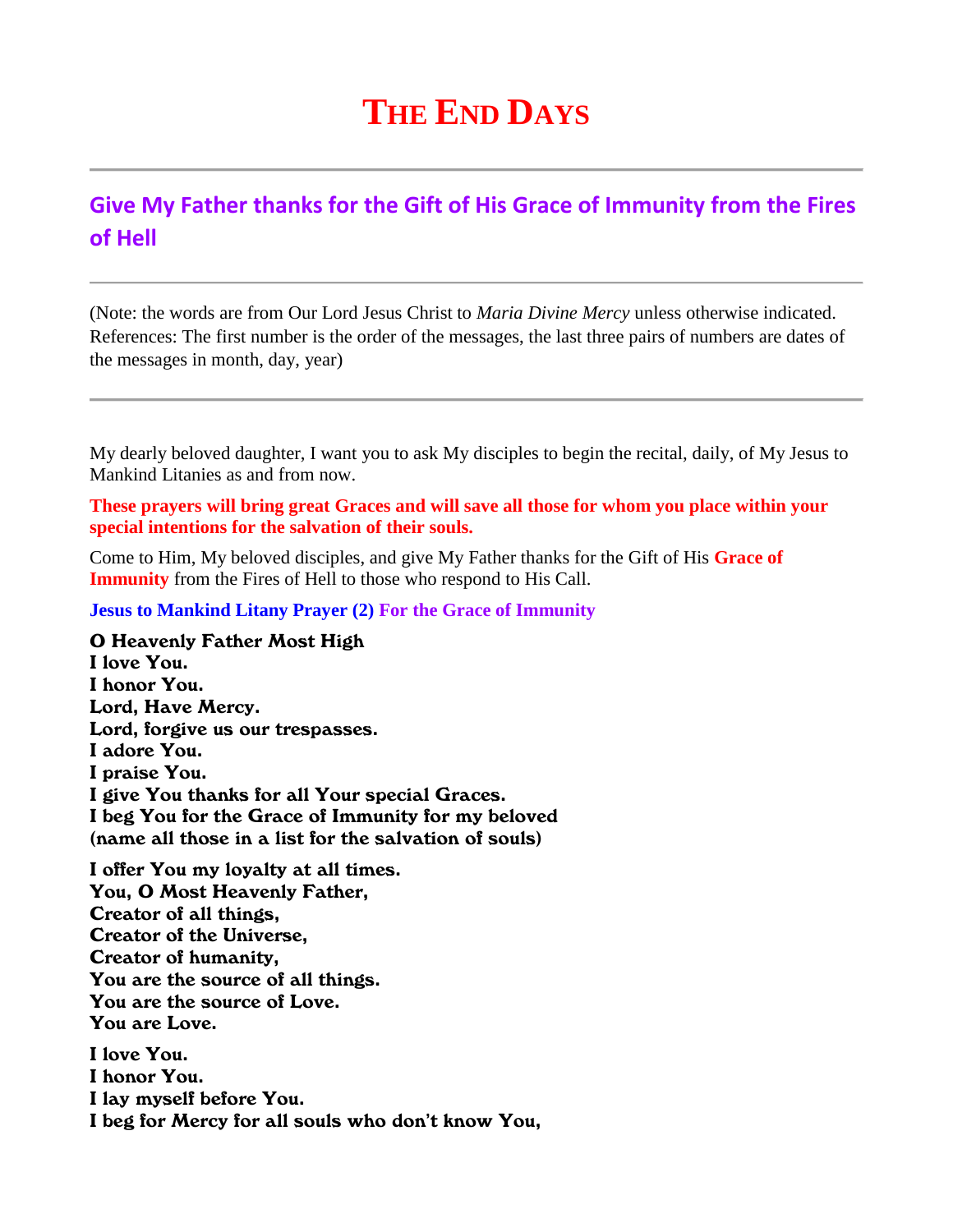# The End Days

## Give My Father thanks for the Gift of His Grace of Immunity from the Fires of Hell

(Note: the words are from Our Lord Jesus Christ to *Maria Divine Mercy* unless otherwise indicated. References: The first number is the order of the messages, the last three pairs of numbers are dates of the messages in month, day, year)

My dearly beloved daughter, I want you to ask My disciples to begin the recital, daily, of My Jesus to Mankind Litanies as and from now.

**These prayers will bring great Graces and will save all those for whom you place within your special intentions for the salvation of their souls.**

Come to Him, My beloved disciples, and give My Father thanks for the Gift of His **Grace of Immunity** from the Fires of Hell to those who respond to His Call.

**Jesus to Mankind Litany Prayer (2) For the Grace of Immunity**

**O Heavenly Father Most High**
**I love You.**
**I honor You.**
**Lord, Have Mercy.**
**Lord, forgive us our trespasses.**
**I adore You.**
**I praise You.**
**I give You thanks for all Your special Graces.**
**I beg You for the Grace of Immunity for my beloved**
**(name all those in a list for the salvation of souls)**

**I offer You my loyalty at all times.**
**You, O Most Heavenly Father,**
**Creator of all things,**
**Creator of the Universe,**
**Creator of humanity,**
**You are the source of all things.**
**You are the source of Love.**
**You are Love.**

**I love You.**
**I honor You.**
**I lay myself before You.**
**I beg for Mercy for all souls who don't know You,**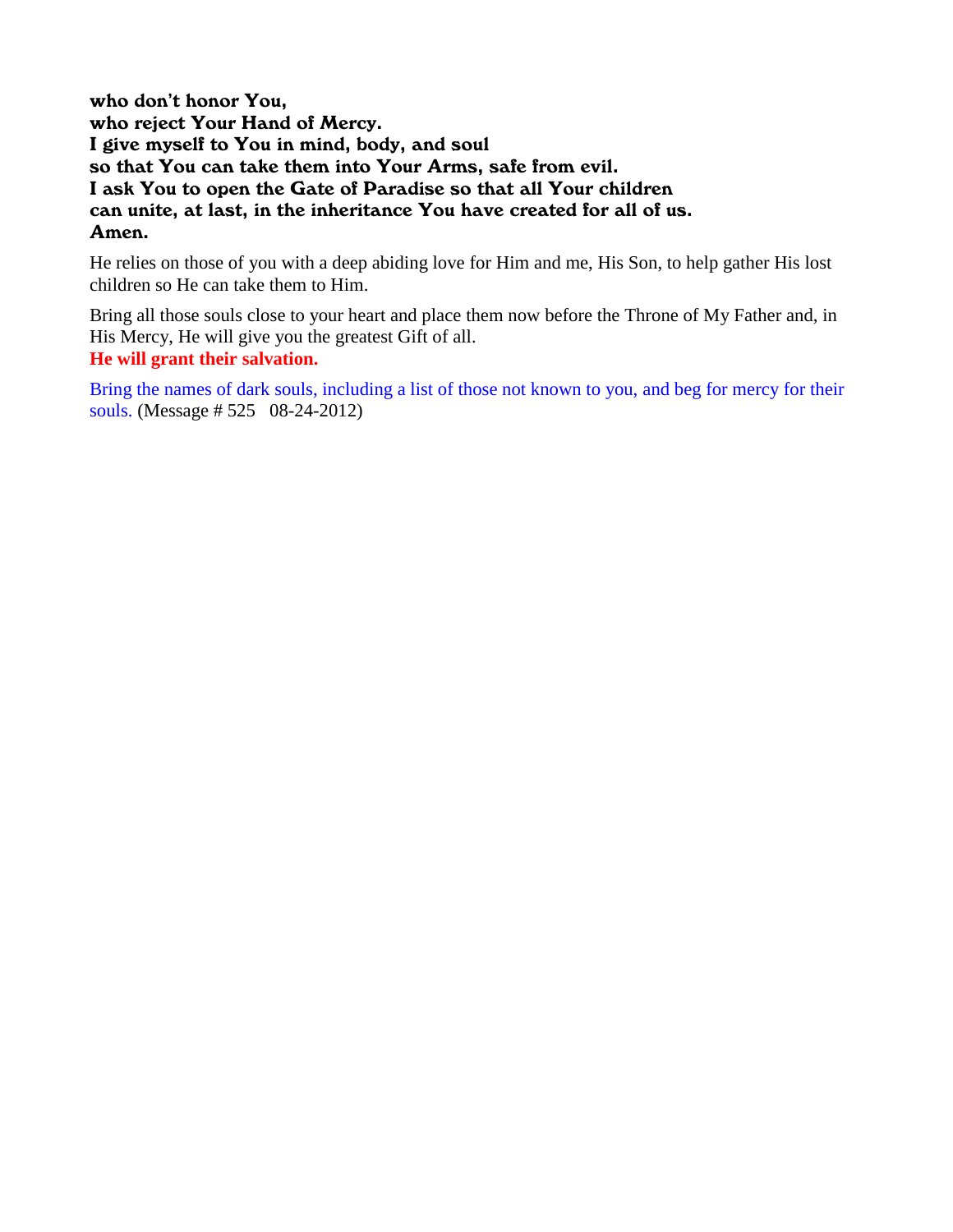**who don't honor You,**
**who reject Your Hand of Mercy.**
**I give myself to You in mind, body, and soul**
**so that You can take them into Your Arms, safe from evil.**
**I ask You to open the Gate of Paradise so that all Your children**
**can unite, at last, in the inheritance You have created for all of us.**
**Amen.**

He relies on those of you with a deep abiding love for Him and me, His Son, to help gather His lost children so He can take them to Him.

Bring all those souls close to your heart and place them now before the Throne of My Father and, in His Mercy, He will give you the greatest Gift of all.
**He will grant their salvation.**

Bring the names of dark souls, including a list of those not known to you, and beg for mercy for their souls. (Message # 525 08-24-2012)